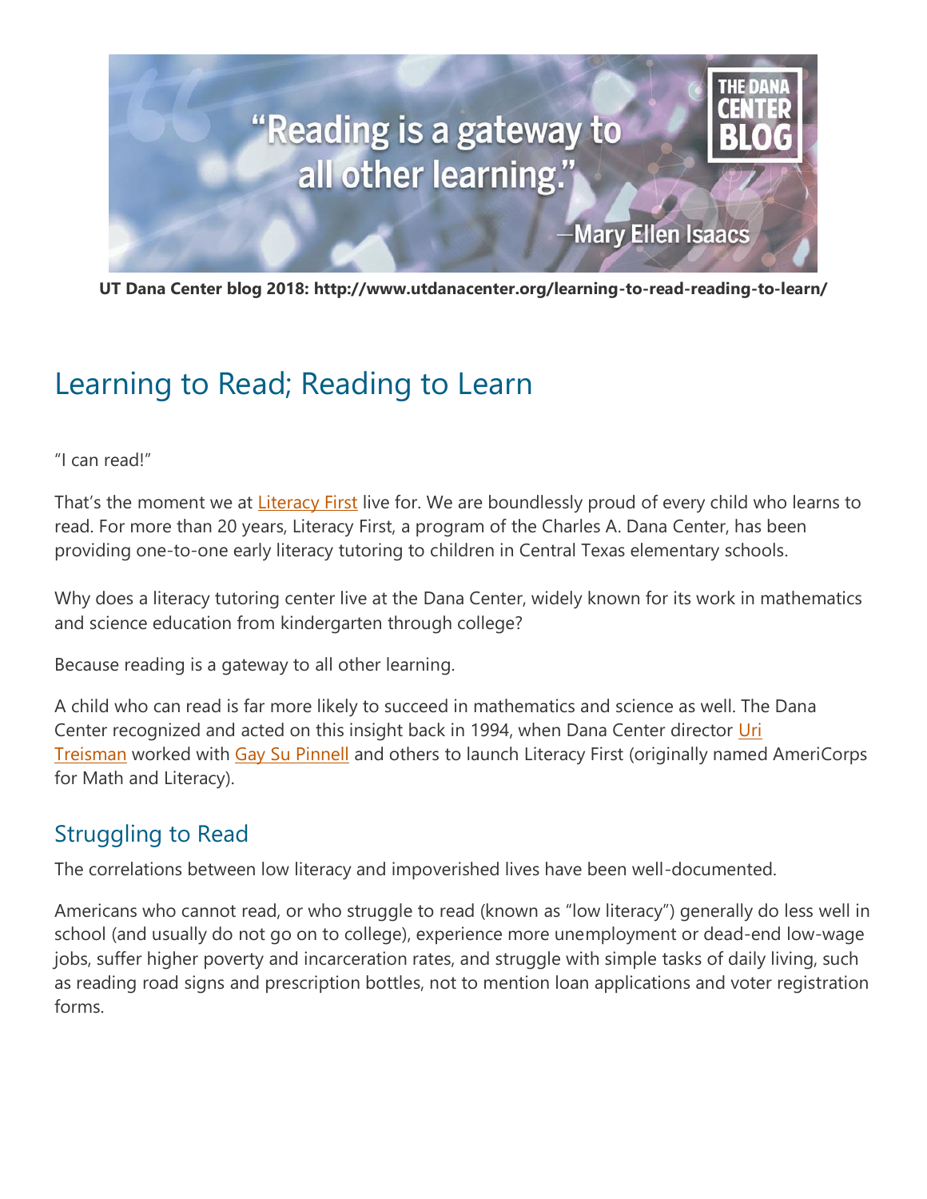"Reading is a gateway to all other learning."

—Mary Ellen Isaacs

THE DANA CENTER BLOG

**UT Dana Center blog 2018: http://www.utdanacenter.org/learning-to-read-reading-to-learn/**

# Learning to Read; Reading to Learn

"I can read!"

That's the moment we at Literacy First live for. We are boundlessly proud of every child who learns to read. For more than 20 years, Literacy First, a program of the Charles A. Dana Center, has been providing one-to-one early literacy tutoring to children in Central Texas elementary schools.

Why does a literacy tutoring center live at the Dana Center, widely known for its work in mathematics and science education from kindergarten through college?

Because reading is a gateway to all other learning.

A child who can read is far more likely to succeed in mathematics and science as well. The Dana Center recognized and acted on this insight back in 1994, when Dana Center director Uri Treisman worked with Gay Su Pinnell and others to launch Literacy First (originally named AmeriCorps for Math and Literacy).

## Struggling to Read

The correlations between low literacy and impoverished lives have been well-documented.

Americans who cannot read, or who struggle to read (known as "low literacy") generally do less well in school (and usually do not go on to college), experience more unemployment or dead-end low-wage jobs, suffer higher poverty and incarceration rates, and struggle with simple tasks of daily living, such as reading road signs and prescription bottles, not to mention loan applications and voter registration forms.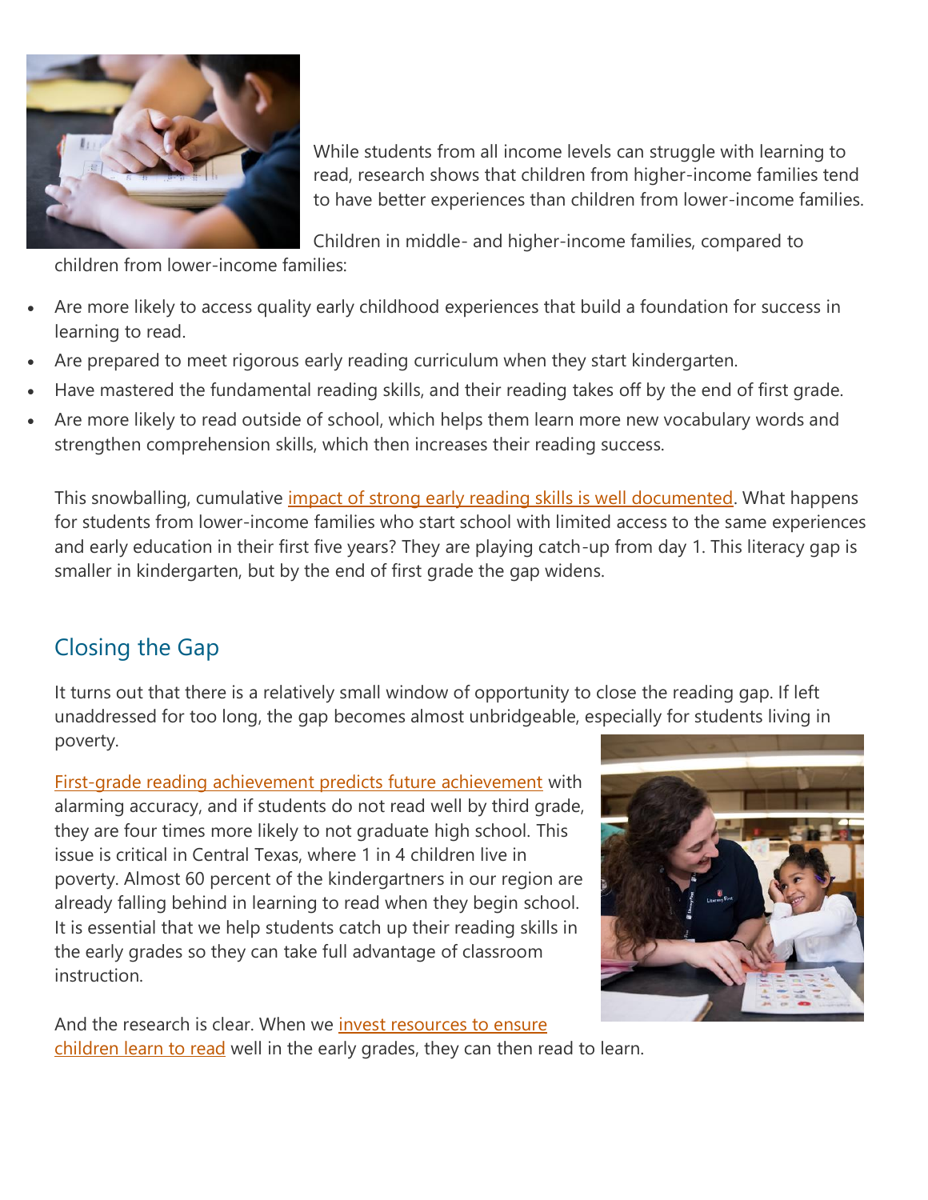While students from all income levels can struggle with learning to read, research shows that children from higher-income families tend to have better experiences than children from lower-income families.

Children in middle- and higher-income families, compared to children from lower-income families:

- Are more likely to access quality early childhood experiences that build a foundation for success in learning to read.
- Are prepared to meet rigorous early reading curriculum when they start kindergarten.
- Have mastered the fundamental reading skills, and their reading takes off by the end of first grade.
- Are more likely to read outside of school, which helps them learn more new vocabulary words and strengthen comprehension skills, which then increases their reading success.

This snowballing, cumulative impact of strong early reading skills is well documented. What happens for students from lower-income families who start school with limited access to the same experiences and early education in their first five years? They are playing catch-up from day 1. This literacy gap is smaller in kindergarten, but by the end of first grade the gap widens.

## Closing the Gap

It turns out that there is a relatively small window of opportunity to close the reading gap. If left unaddressed for too long, the gap becomes almost unbridgeable, especially for students living in poverty.

First-grade reading achievement predicts future achievement with alarming accuracy, and if students do not read well by third grade, they are four times more likely to not graduate high school. This issue is critical in Central Texas, where 1 in 4 children live in poverty. Almost 60 percent of the kindergartners in our region are already falling behind in learning to read when they begin school. It is essential that we help students catch up their reading skills in the early grades so they can take full advantage of classroom instruction.

And the research is clear. When we invest resources to ensure children learn to read well in the early grades, they can then read to learn.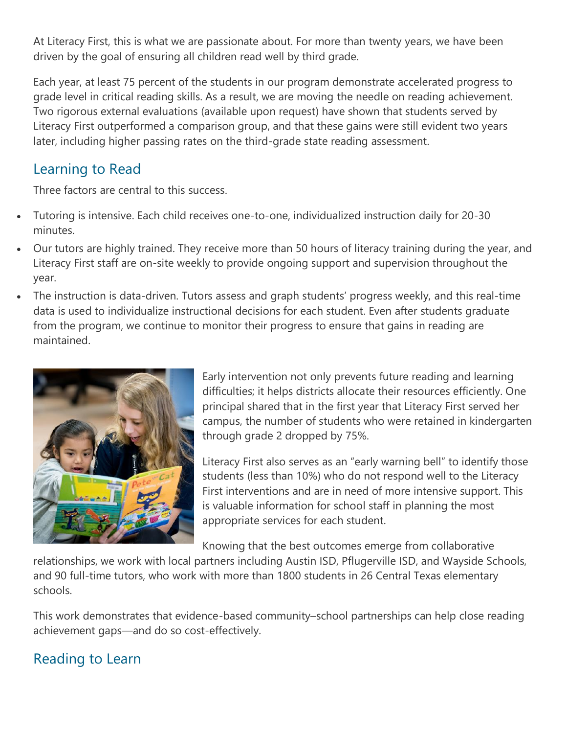At Literacy First, this is what we are passionate about. For more than twenty years, we have been driven by the goal of ensuring all children read well by third grade.

Each year, at least 75 percent of the students in our program demonstrate accelerated progress to grade level in critical reading skills. As a result, we are moving the needle on reading achievement. Two rigorous external evaluations (available upon request) have shown that students served by Literacy First outperformed a comparison group, and that these gains were still evident two years later, including higher passing rates on the third-grade state reading assessment.

## Learning to Read

Three factors are central to this success.

- Tutoring is intensive. Each child receives one-to-one, individualized instruction daily for 20-30 minutes.
- Our tutors are highly trained. They receive more than 50 hours of literacy training during the year, and Literacy First staff are on-site weekly to provide ongoing support and supervision throughout the year.
- The instruction is data-driven. Tutors assess and graph students' progress weekly, and this real-time data is used to individualize instructional decisions for each student. Even after students graduate from the program, we continue to monitor their progress to ensure that gains in reading are maintained.

Early intervention not only prevents future reading and learning difficulties; it helps districts allocate their resources efficiently. One principal shared that in the first year that Literacy First served her campus, the number of students who were retained in kindergarten through grade 2 dropped by 75%.

Literacy First also serves as an "early warning bell" to identify those students (less than 10%) who do not respond well to the Literacy First interventions and are in need of more intensive support. This is valuable information for school staff in planning the most appropriate services for each student.

Knowing that the best outcomes emerge from collaborative relationships, we work with local partners including Austin ISD, Pflugerville ISD, and Wayside Schools, and 90 full-time tutors, who work with more than 1800 students in 26 Central Texas elementary schools.

This work demonstrates that evidence-based community–school partnerships can help close reading achievement gaps—and do so cost-effectively.

## Reading to Learn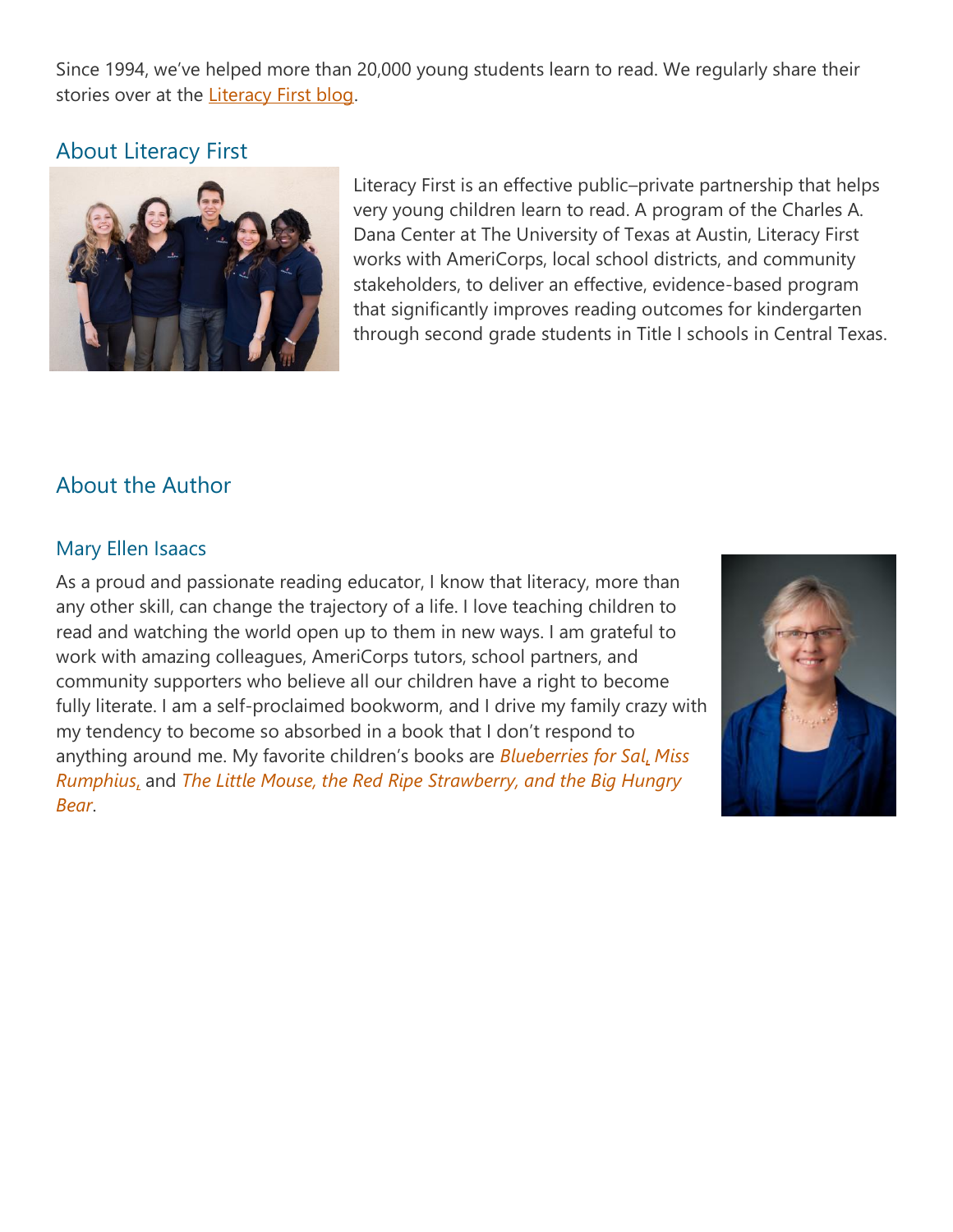Since 1994, we've helped more than 20,000 young students learn to read. We regularly share their stories over at the Literacy First blog.

## About Literacy First

Literacy First is an effective public–private partnership that helps very young children learn to read. A program of the Charles A. Dana Center at The University of Texas at Austin, Literacy First works with AmeriCorps, local school districts, and community stakeholders, to deliver an effective, evidence-based program that significantly improves reading outcomes for kindergarten through second grade students in Title I schools in Central Texas.

## About the Author

### Mary Ellen Isaacs

As a proud and passionate reading educator, I know that literacy, more than any other skill, can change the trajectory of a life. I love teaching children to read and watching the world open up to them in new ways. I am grateful to work with amazing colleagues, AmeriCorps tutors, school partners, and community supporters who believe all our children have a right to become fully literate. I am a self-proclaimed bookworm, and I drive my family crazy with my tendency to become so absorbed in a book that I don't respond to anything around me. My favorite children's books are *Blueberries for Sal*, *Miss Rumphius*, and *The Little Mouse, the Red Ripe Strawberry, and the Big Hungry Bear*.